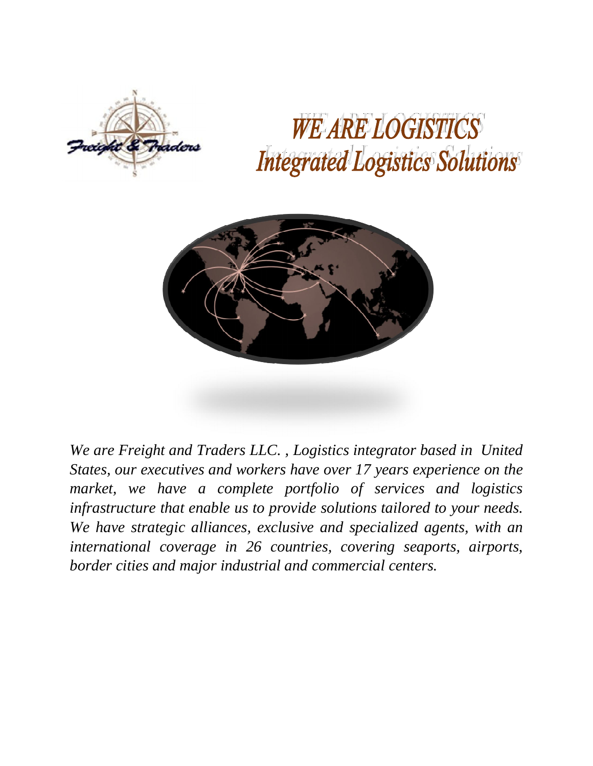# WE ARE LOGISTICS

## Integrated Logistics Solutions

*We are Freight and Traders LLC. , Logistics integrator based in United States, our executives and workers have over 17 years experience on the market, we have a complete portfolio of services and logistics infrastructure that enable us to provide solutions tailored to your needs. We have strategic alliances, exclusive and specialized agents, with an international coverage in 26 countries, covering seaports, airports, border cities and major industrial and commercial centers.*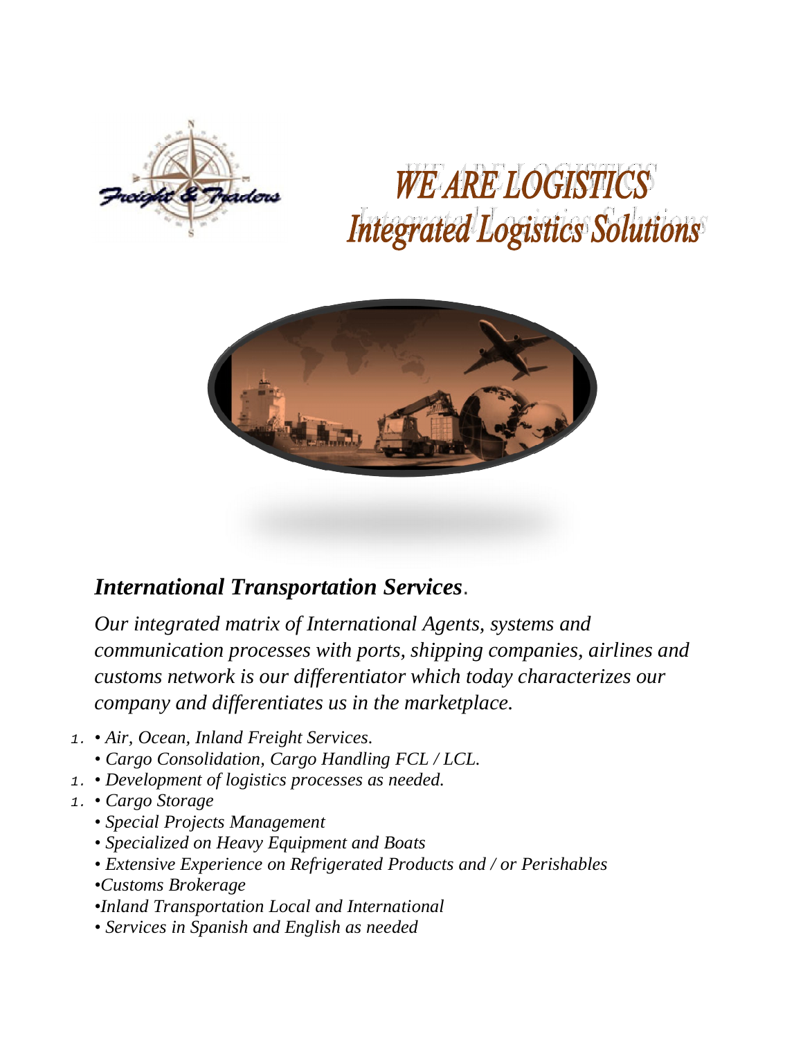Freight & Traders

# WE ARE LOGISTICS

## Integrated Logistics Solutions

### *International Transportation Services.*

*Our integrated matrix of International Agents, systems and communication processes with ports, shipping companies, airlines and customs network is our differentiator which today characterizes our company and differentiates us in the marketplace.*

- *• Air, Ocean, Inland Freight Services.*
  *• Cargo Consolidation, Cargo Handling FCL / LCL.*
- *• Development of logistics processes as needed.*
- *• Cargo Storage*
  *• Special Projects Management*
  *• Specialized on Heavy Equipment and Boats*
  *• Extensive Experience on Refrigerated Products and / or Perishables*
  *•Customs Brokerage*
  *•Inland Transportation Local and International*
  *• Services in Spanish and English as needed*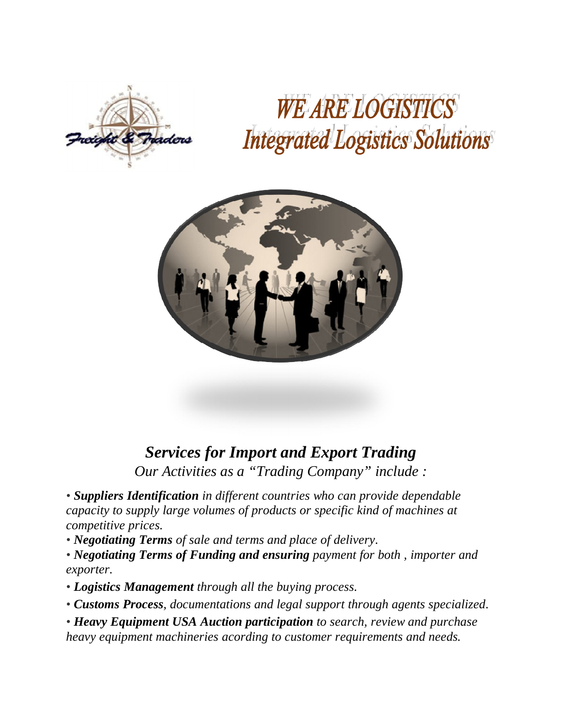Freight & Traders

# *WE ARE LOGISTICS*

## *Integrated Logistics Solutions*

### ***Services for Import and Export Trading***

*Our Activities as a "Trading Company" include :*

- ***Suppliers Identification*** *in different countries who can provide dependable capacity to supply large volumes of products or specific kind of machines at competitive prices.*
- ***Negotiating Terms*** *of sale and terms and place of delivery.*
- ***Negotiating Terms of Funding and ensuring*** *payment for both , importer and exporter.*
- ***Logistics Management*** *through all the buying process.*
- ***Customs Process****, documentations and legal support through agents specialized.*
- ***Heavy Equipment USA Auction participation*** *to search, review and purchase heavy equipment machineries acording to customer requirements and needs.*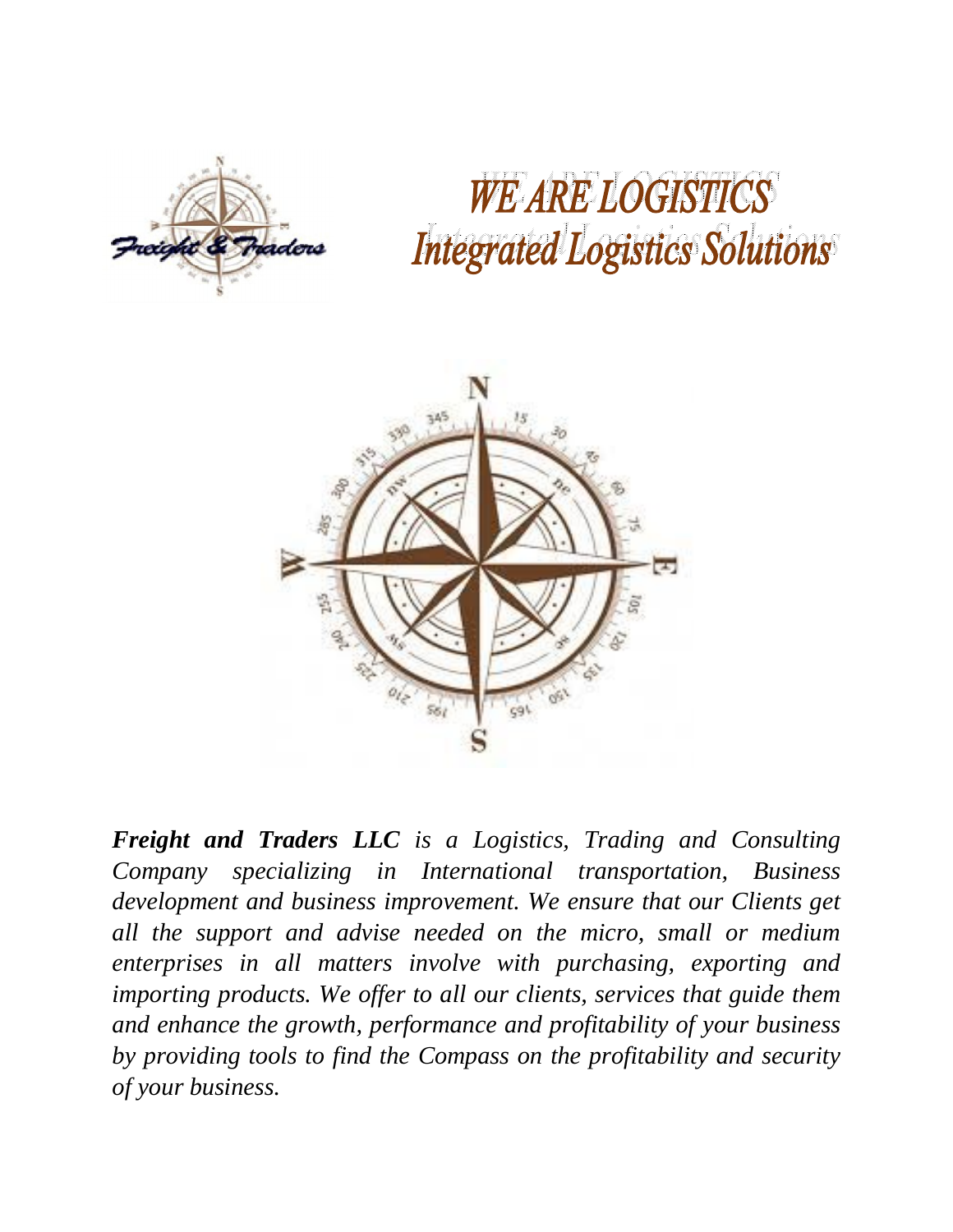# WE ARE LOGISTICS
## Integrated Logistics Solutions

***Freight and Traders LLC** is a Logistics, Trading and Consulting Company specializing in International transportation, Business development and business improvement. We ensure that our Clients get all the support and advise needed on the micro, small or medium enterprises in all matters involve with purchasing, exporting and importing products. We offer to all our clients, services that guide them and enhance the growth, performance and profitability of your business by providing tools to find the Compass on the profitability and security of your business.*